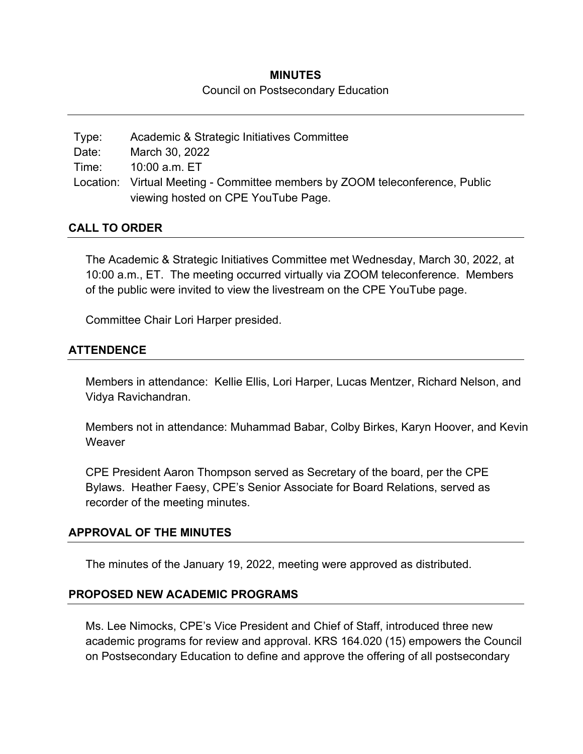**MINUTES**

Council on Postsecondary Education

---

| | |
|---|---|
| Type: | Academic & Strategic Initiatives Committee |
| Date: | March 30, 2022 |
| Time: | 10:00 a.m. ET |
| Location: | Virtual Meeting - Committee members by ZOOM teleconference, Public viewing hosted on CPE YouTube Page. |

## CALL TO ORDER

The Academic & Strategic Initiatives Committee met Wednesday, March 30, 2022, at 10:00 a.m., ET. The meeting occurred virtually via ZOOM teleconference. Members of the public were invited to view the livestream on the CPE YouTube page.

Committee Chair Lori Harper presided.

## ATTENDENCE

Members in attendance: Kellie Ellis, Lori Harper, Lucas Mentzer, Richard Nelson, and Vidya Ravichandran.

Members not in attendance: Muhammad Babar, Colby Birkes, Karyn Hoover, and Kevin Weaver

CPE President Aaron Thompson served as Secretary of the board, per the CPE Bylaws. Heather Faesy, CPE's Senior Associate for Board Relations, served as recorder of the meeting minutes.

## APPROVAL OF THE MINUTES

The minutes of the January 19, 2022, meeting were approved as distributed.

## PROPOSED NEW ACADEMIC PROGRAMS

Ms. Lee Nimocks, CPE's Vice President and Chief of Staff, introduced three new academic programs for review and approval. KRS 164.020 (15) empowers the Council on Postsecondary Education to define and approve the offering of all postsecondary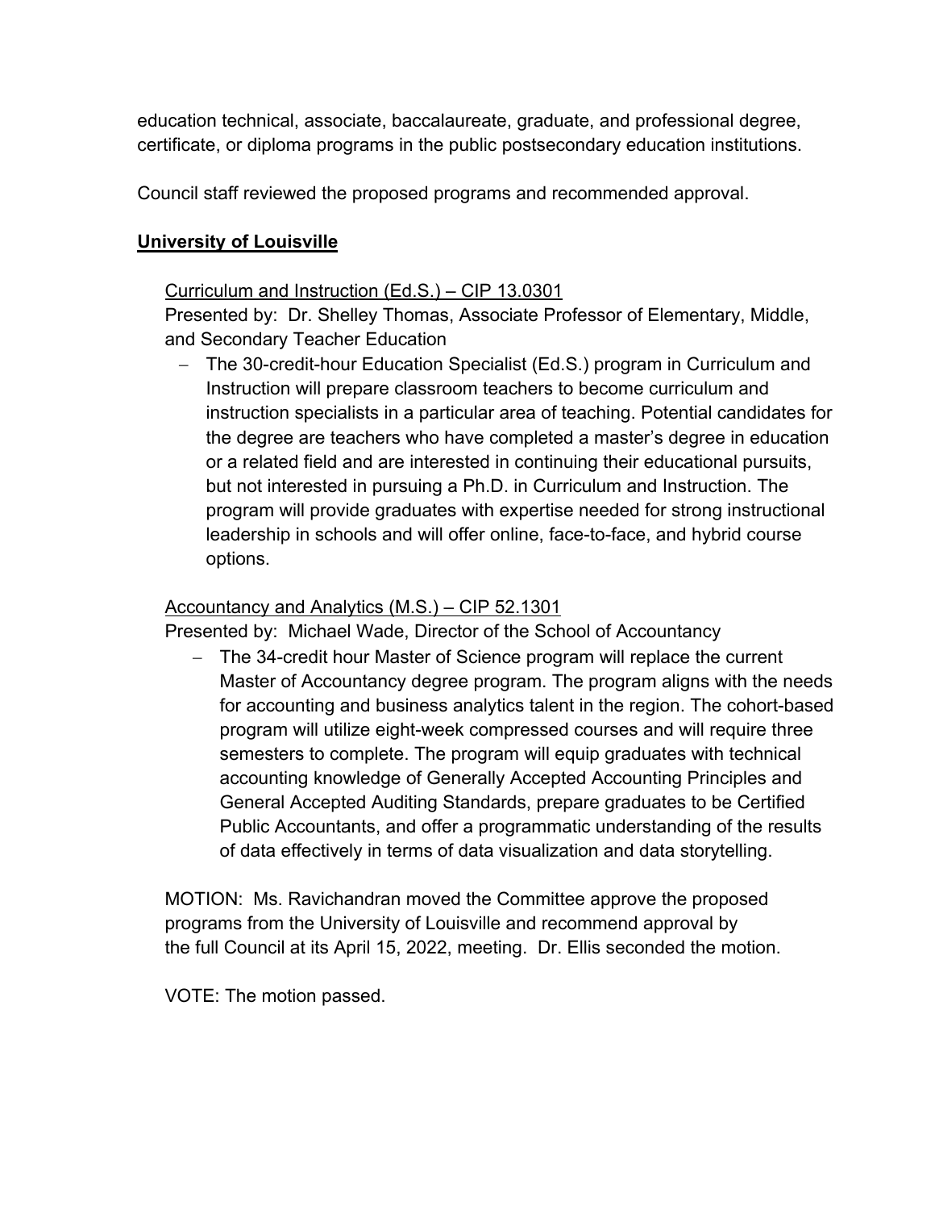education technical, associate, baccalaureate, graduate, and professional degree, certificate, or diploma programs in the public postsecondary education institutions.

Council staff reviewed the proposed programs and recommended approval.

**University of Louisville**

Curriculum and Instruction (Ed.S.) – CIP 13.0301
Presented by: Dr. Shelley Thomas, Associate Professor of Elementary, Middle, and Secondary Teacher Education

- The 30-credit-hour Education Specialist (Ed.S.) program in Curriculum and Instruction will prepare classroom teachers to become curriculum and instruction specialists in a particular area of teaching. Potential candidates for the degree are teachers who have completed a master's degree in education or a related field and are interested in continuing their educational pursuits, but not interested in pursuing a Ph.D. in Curriculum and Instruction. The program will provide graduates with expertise needed for strong instructional leadership in schools and will offer online, face-to-face, and hybrid course options.

Accountancy and Analytics (M.S.) – CIP 52.1301
Presented by: Michael Wade, Director of the School of Accountancy

- The 34-credit hour Master of Science program will replace the current Master of Accountancy degree program. The program aligns with the needs for accounting and business analytics talent in the region. The cohort-based program will utilize eight-week compressed courses and will require three semesters to complete. The program will equip graduates with technical accounting knowledge of Generally Accepted Accounting Principles and General Accepted Auditing Standards, prepare graduates to be Certified Public Accountants, and offer a programmatic understanding of the results of data effectively in terms of data visualization and data storytelling.

MOTION: Ms. Ravichandran moved the Committee approve the proposed programs from the University of Louisville and recommend approval by the full Council at its April 15, 2022, meeting. Dr. Ellis seconded the motion.

VOTE: The motion passed.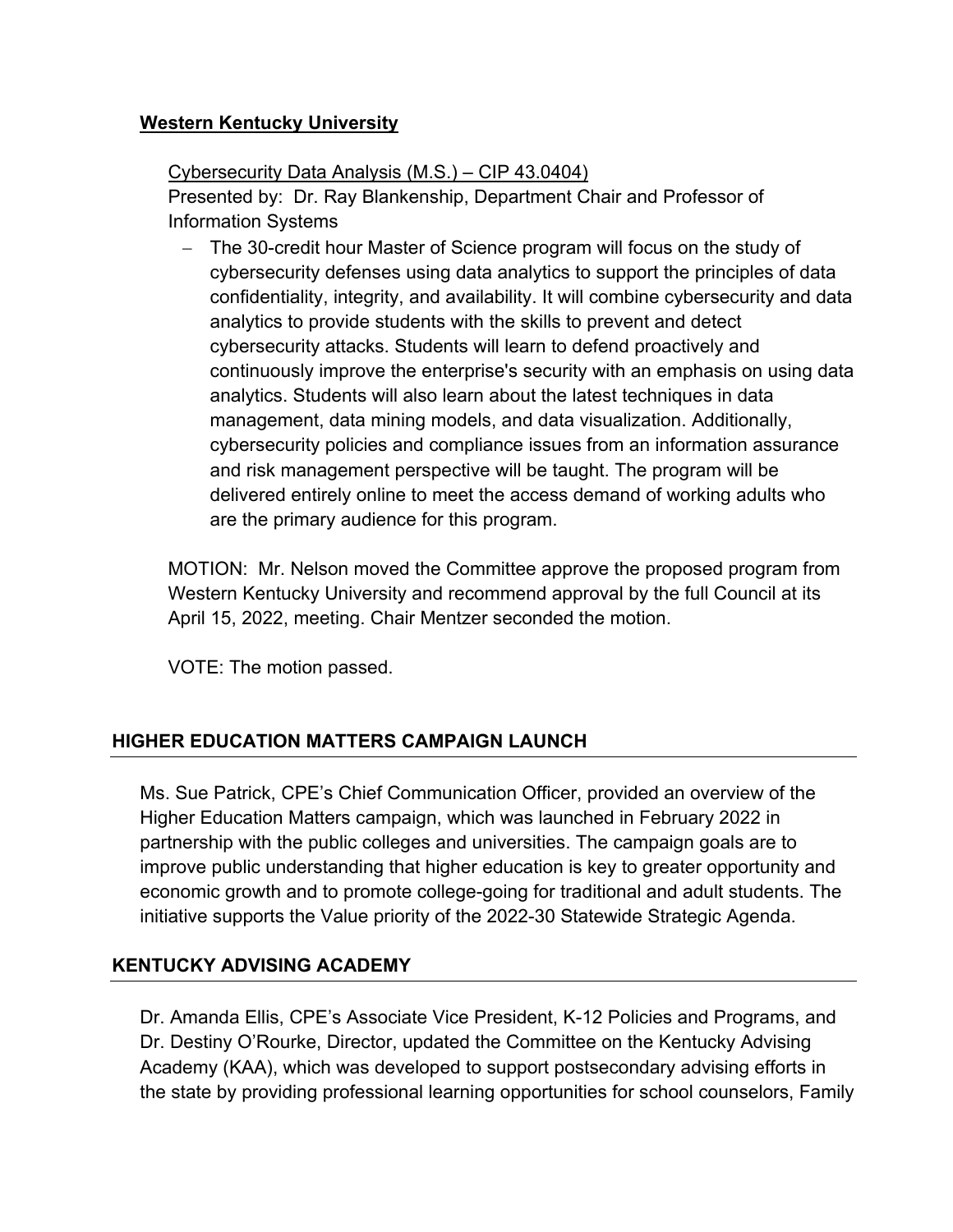**Western Kentucky University**

Cybersecurity Data Analysis (M.S.) – CIP 43.0404)
Presented by: Dr. Ray Blankenship, Department Chair and Professor of Information Systems

- The 30-credit hour Master of Science program will focus on the study of cybersecurity defenses using data analytics to support the principles of data confidentiality, integrity, and availability. It will combine cybersecurity and data analytics to provide students with the skills to prevent and detect cybersecurity attacks. Students will learn to defend proactively and continuously improve the enterprise's security with an emphasis on using data analytics. Students will also learn about the latest techniques in data management, data mining models, and data visualization. Additionally, cybersecurity policies and compliance issues from an information assurance and risk management perspective will be taught. The program will be delivered entirely online to meet the access demand of working adults who are the primary audience for this program.

MOTION: Mr. Nelson moved the Committee approve the proposed program from Western Kentucky University and recommend approval by the full Council at its April 15, 2022, meeting. Chair Mentzer seconded the motion.

VOTE: The motion passed.

## HIGHER EDUCATION MATTERS CAMPAIGN LAUNCH

Ms. Sue Patrick, CPE's Chief Communication Officer, provided an overview of the Higher Education Matters campaign, which was launched in February 2022 in partnership with the public colleges and universities. The campaign goals are to improve public understanding that higher education is key to greater opportunity and economic growth and to promote college-going for traditional and adult students. The initiative supports the Value priority of the 2022-30 Statewide Strategic Agenda.

## KENTUCKY ADVISING ACADEMY

Dr. Amanda Ellis, CPE's Associate Vice President, K-12 Policies and Programs, and Dr. Destiny O'Rourke, Director, updated the Committee on the Kentucky Advising Academy (KAA), which was developed to support postsecondary advising efforts in the state by providing professional learning opportunities for school counselors, Family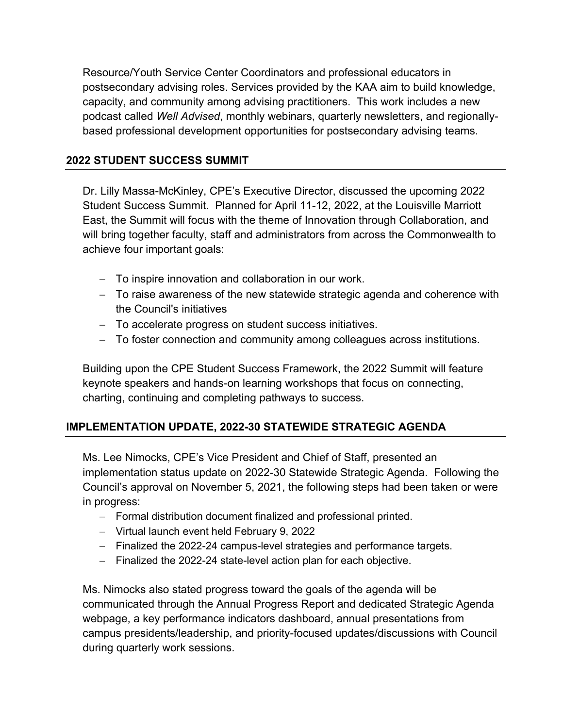Resource/Youth Service Center Coordinators and professional educators in postsecondary advising roles. Services provided by the KAA aim to build knowledge, capacity, and community among advising practitioners. This work includes a new podcast called *Well Advised*, monthly webinars, quarterly newsletters, and regionally-based professional development opportunities for postsecondary advising teams.

## 2022 STUDENT SUCCESS SUMMIT

Dr. Lilly Massa-McKinley, CPE's Executive Director, discussed the upcoming 2022 Student Success Summit. Planned for April 11-12, 2022, at the Louisville Marriott East, the Summit will focus with the theme of Innovation through Collaboration, and will bring together faculty, staff and administrators from across the Commonwealth to achieve four important goals:

- To inspire innovation and collaboration in our work.
- To raise awareness of the new statewide strategic agenda and coherence with the Council's initiatives
- To accelerate progress on student success initiatives.
- To foster connection and community among colleagues across institutions.

Building upon the CPE Student Success Framework, the 2022 Summit will feature keynote speakers and hands-on learning workshops that focus on connecting, charting, continuing and completing pathways to success.

## IMPLEMENTATION UPDATE, 2022-30 STATEWIDE STRATEGIC AGENDA

Ms. Lee Nimocks, CPE's Vice President and Chief of Staff, presented an implementation status update on 2022-30 Statewide Strategic Agenda. Following the Council's approval on November 5, 2021, the following steps had been taken or were in progress:

- Formal distribution document finalized and professional printed.
- Virtual launch event held February 9, 2022
- Finalized the 2022-24 campus-level strategies and performance targets.
- Finalized the 2022-24 state-level action plan for each objective.

Ms. Nimocks also stated progress toward the goals of the agenda will be communicated through the Annual Progress Report and dedicated Strategic Agenda webpage, a key performance indicators dashboard, annual presentations from campus presidents/leadership, and priority-focused updates/discussions with Council during quarterly work sessions.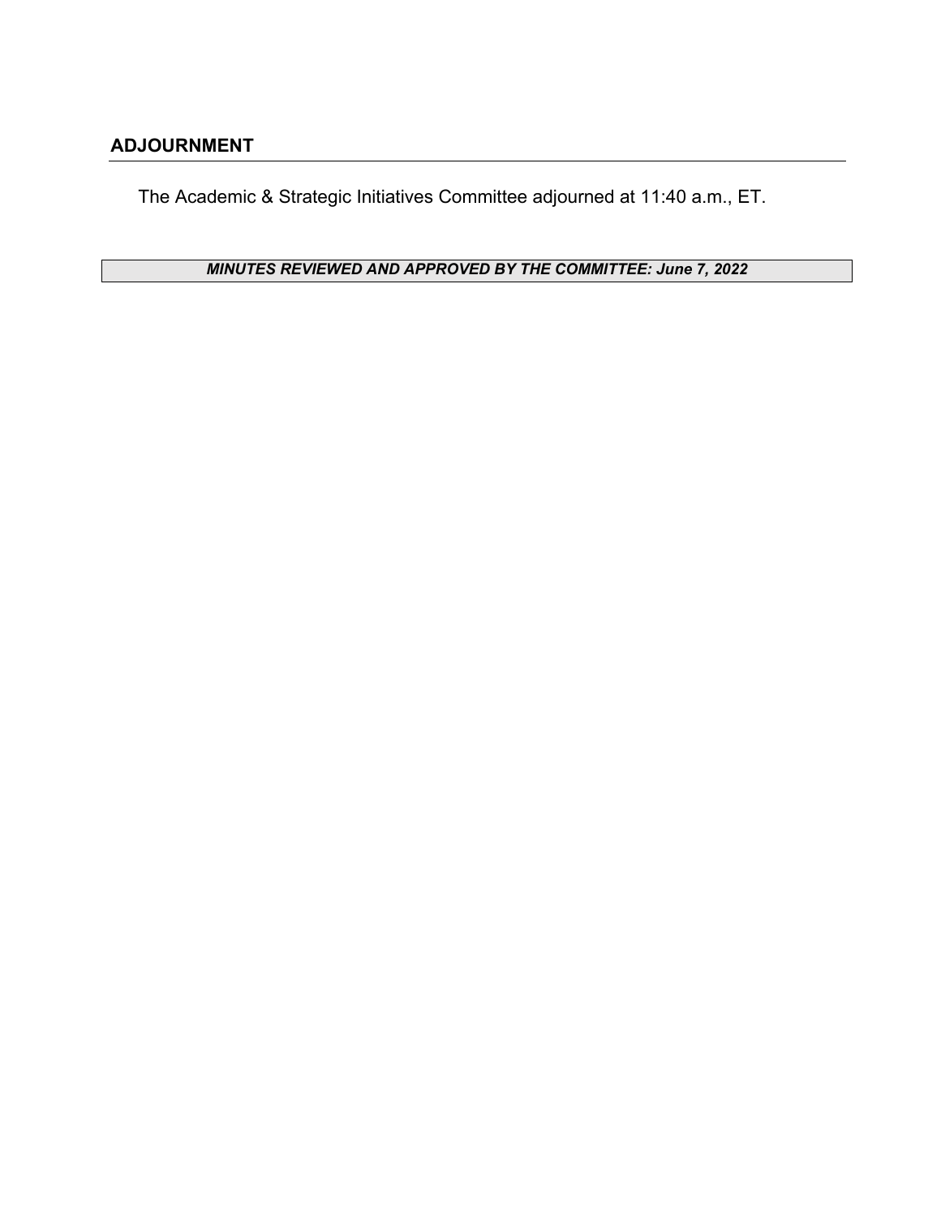## ADJOURNMENT

The Academic & Strategic Initiatives Committee adjourned at 11:40 a.m., ET.

***MINUTES REVIEWED AND APPROVED BY THE COMMITTEE: June 7, 2022***